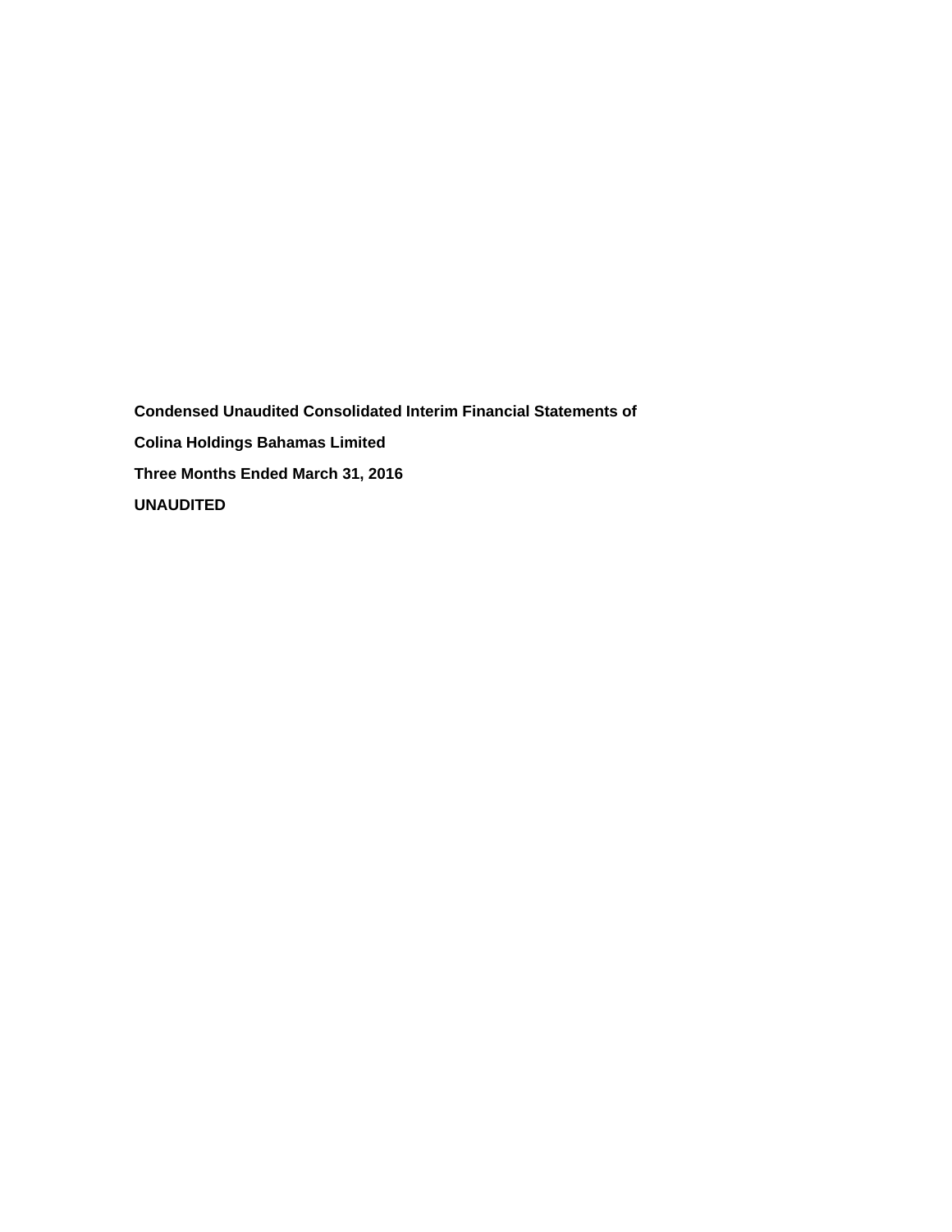**Condensed Unaudited Consolidated Interim Financial Statements of**

**Colina Holdings Bahamas Limited**

**Three Months Ended March 31, 2016**

**UNAUDITED**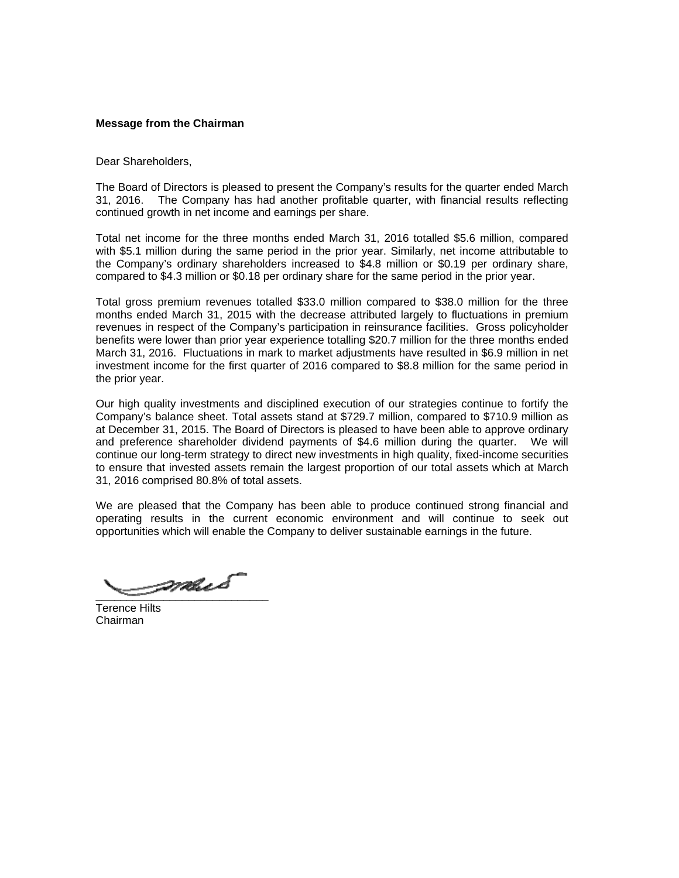**Message from the Chairman**

Dear Shareholders,

The Board of Directors is pleased to present the Company's results for the quarter ended March 31, 2016. The Company has had another profitable quarter, with financial results reflecting continued growth in net income and earnings per share.

Total net income for the three months ended March 31, 2016 totalled $5.6 million, compared with $5.1 million during the same period in the prior year. Similarly, net income attributable to the Company's ordinary shareholders increased to $4.8 million or $0.19 per ordinary share, compared to $4.3 million or $0.18 per ordinary share for the same period in the prior year.

Total gross premium revenues totalled $33.0 million compared to $38.0 million for the three months ended March 31, 2015 with the decrease attributed largely to fluctuations in premium revenues in respect of the Company's participation in reinsurance facilities. Gross policyholder benefits were lower than prior year experience totalling $20.7 million for the three months ended March 31, 2016. Fluctuations in mark to market adjustments have resulted in $6.9 million in net investment income for the first quarter of 2016 compared to $8.8 million for the same period in the prior year.

Our high quality investments and disciplined execution of our strategies continue to fortify the Company's balance sheet. Total assets stand at $729.7 million, compared to $710.9 million as at December 31, 2015. The Board of Directors is pleased to have been able to approve ordinary and preference shareholder dividend payments of $4.6 million during the quarter. We will continue our long-term strategy to direct new investments in high quality, fixed-income securities to ensure that invested assets remain the largest proportion of our total assets which at March 31, 2016 comprised 80.8% of total assets.

We are pleased that the Company has been able to produce continued strong financial and operating results in the current economic environment and will continue to seek out opportunities which will enable the Company to deliver sustainable earnings in the future.

Terence Hilts
Chairman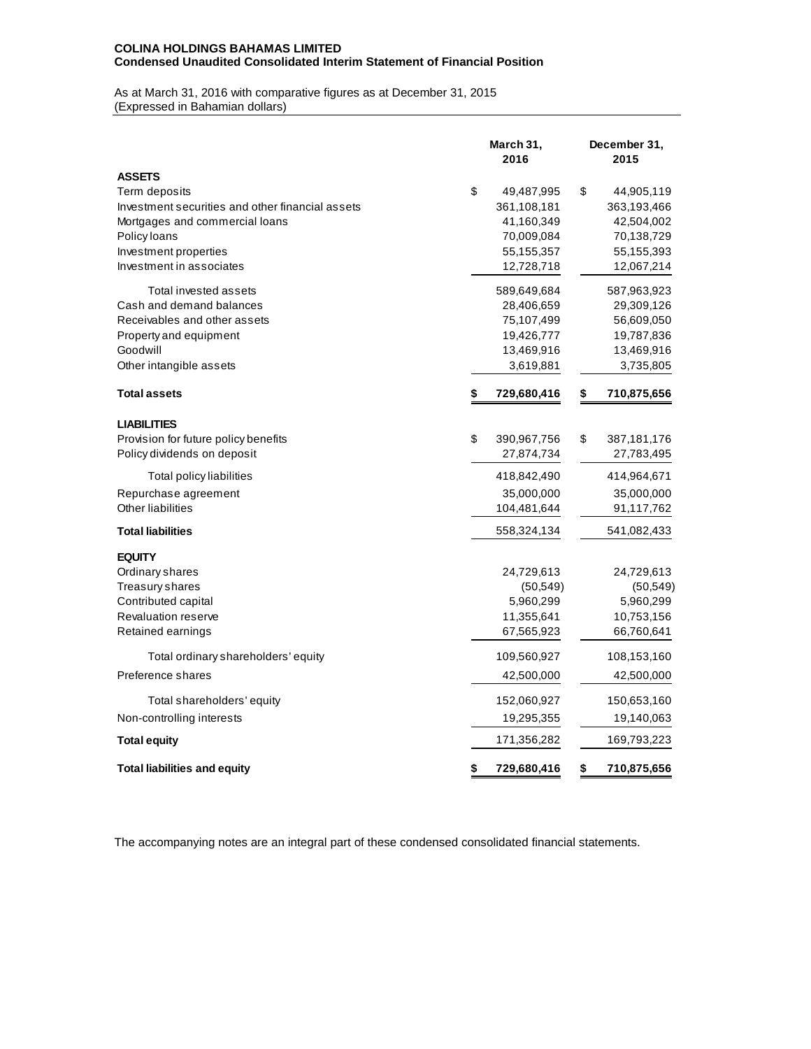**COLINA HOLDINGS BAHAMAS LIMITED**
**Condensed Unaudited Consolidated Interim Statement of Financial Position**

As at March 31, 2016 with comparative figures as at December 31, 2015
(Expressed in Bahamian dollars)

| | March 31, 2016 | December 31, 2015 |
|---|---|---|
| **ASSETS** | | |
| Term deposits | $ 49,487,995 | $ 44,905,119 |
| Investment securities and other financial assets | 361,108,181 | 363,193,466 |
| Mortgages and commercial loans | 41,160,349 | 42,504,002 |
| Policy loans | 70,009,084 | 70,138,729 |
| Investment properties | 55,155,357 | 55,155,393 |
| Investment in associates | 12,728,718 | 12,067,214 |
| Total invested assets | 589,649,684 | 587,963,923 |
| Cash and demand balances | 28,406,659 | 29,309,126 |
| Receivables and other assets | 75,107,499 | 56,609,050 |
| Property and equipment | 19,426,777 | 19,787,836 |
| Goodwill | 13,469,916 | 13,469,916 |
| Other intangible assets | 3,619,881 | 3,735,805 |
| **Total assets** | **$ 729,680,416** | **$ 710,875,656** |
| **LIABILITIES** | | |
| Provision for future policy benefits | $ 390,967,756 | $ 387,181,176 |
| Policy dividends on deposit | 27,874,734 | 27,783,495 |
| Total policy liabilities | 418,842,490 | 414,964,671 |
| Repurchase agreement | 35,000,000 | 35,000,000 |
| Other liabilities | 104,481,644 | 91,117,762 |
| **Total liabilities** | 558,324,134 | 541,082,433 |
| **EQUITY** | | |
| Ordinary shares | 24,729,613 | 24,729,613 |
| Treasury shares | (50,549) | (50,549) |
| Contributed capital | 5,960,299 | 5,960,299 |
| Revaluation reserve | 11,355,641 | 10,753,156 |
| Retained earnings | 67,565,923 | 66,760,641 |
| Total ordinary shareholders' equity | 109,560,927 | 108,153,160 |
| Preference shares | 42,500,000 | 42,500,000 |
| Total shareholders' equity | 152,060,927 | 150,653,160 |
| Non-controlling interests | 19,295,355 | 19,140,063 |
| **Total equity** | 171,356,282 | 169,793,223 |
| **Total liabilities and equity** | **$ 729,680,416** | **$ 710,875,656** |

The accompanying notes are an integral part of these condensed consolidated financial statements.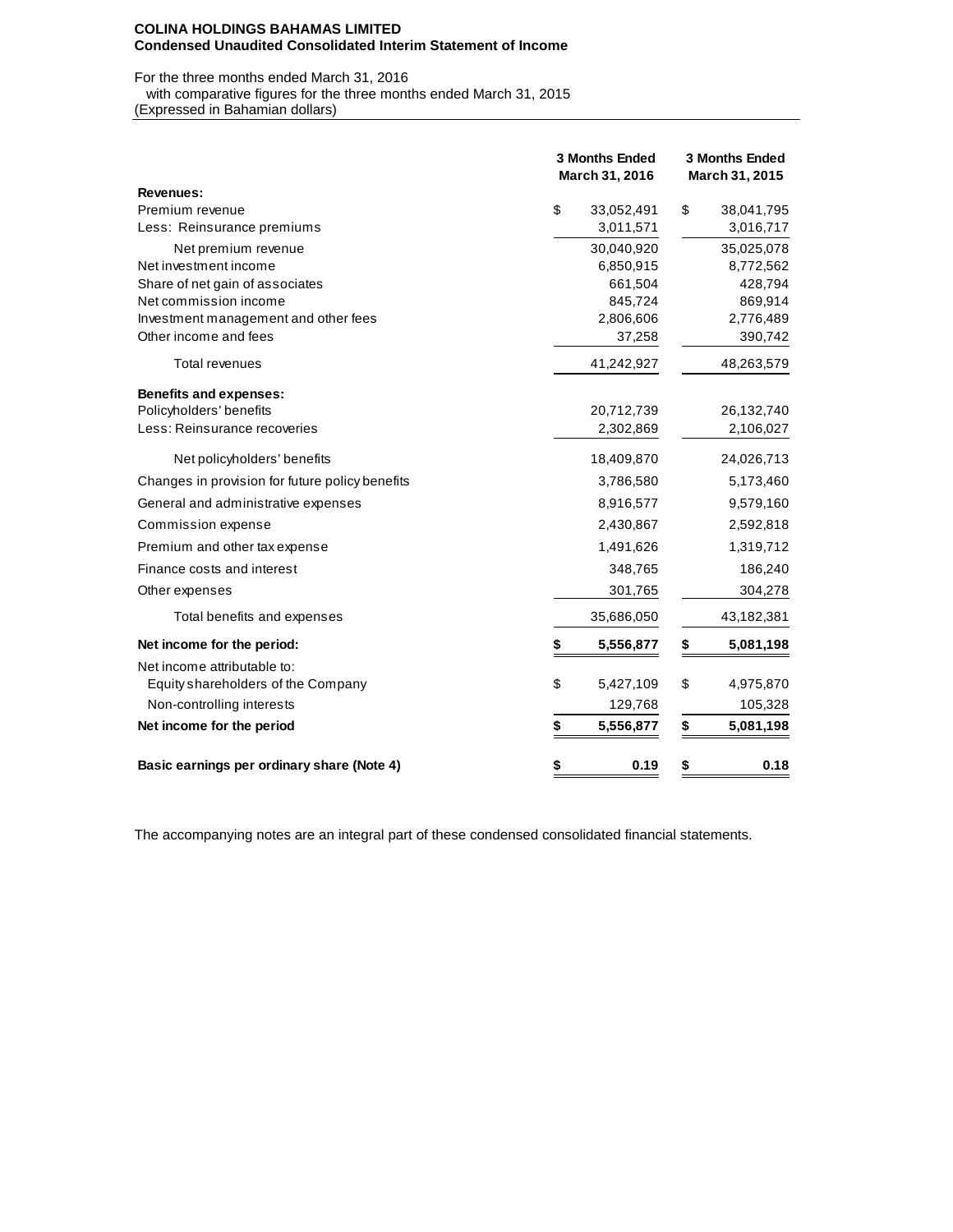**COLINA HOLDINGS BAHAMAS LIMITED**
**Condensed Unaudited Consolidated Interim Statement of Income**

For the three months ended March 31, 2016
with comparative figures for the three months ended March 31, 2015
(Expressed in Bahamian dollars)

| | 3 Months Ended March 31, 2016 | 3 Months Ended March 31, 2015 |
|---|---|---|
| **Revenues:** | | |
| Premium revenue | $ 33,052,491 | $ 38,041,795 |
| Less: Reinsurance premiums | 3,011,571 | 3,016,717 |
| Net premium revenue | 30,040,920 | 35,025,078 |
| Net investment income | 6,850,915 | 8,772,562 |
| Share of net gain of associates | 661,504 | 428,794 |
| Net commission income | 845,724 | 869,914 |
| Investment management and other fees | 2,806,606 | 2,776,489 |
| Other income and fees | 37,258 | 390,742 |
| Total revenues | 41,242,927 | 48,263,579 |
| **Benefits and expenses:** | | |
| Policyholders' benefits | 20,712,739 | 26,132,740 |
| Less: Reinsurance recoveries | 2,302,869 | 2,106,027 |
| Net policyholders' benefits | 18,409,870 | 24,026,713 |
| Changes in provision for future policy benefits | 3,786,580 | 5,173,460 |
| General and administrative expenses | 8,916,577 | 9,579,160 |
| Commission expense | 2,430,867 | 2,592,818 |
| Premium and other tax expense | 1,491,626 | 1,319,712 |
| Finance costs and interest | 348,765 | 186,240 |
| Other expenses | 301,765 | 304,278 |
| Total benefits and expenses | 35,686,050 | 43,182,381 |
| **Net income for the period:** | **$ 5,556,877** | **$ 5,081,198** |
| Net income attributable to: | | |
| Equity shareholders of the Company | $ 5,427,109 | $ 4,975,870 |
| Non-controlling interests | 129,768 | 105,328 |
| **Net income for the period** | **$ 5,556,877** | **$ 5,081,198** |
| **Basic earnings per ordinary share (Note 4)** | **$ 0.19** | **$ 0.18** |

The accompanying notes are an integral part of these condensed consolidated financial statements.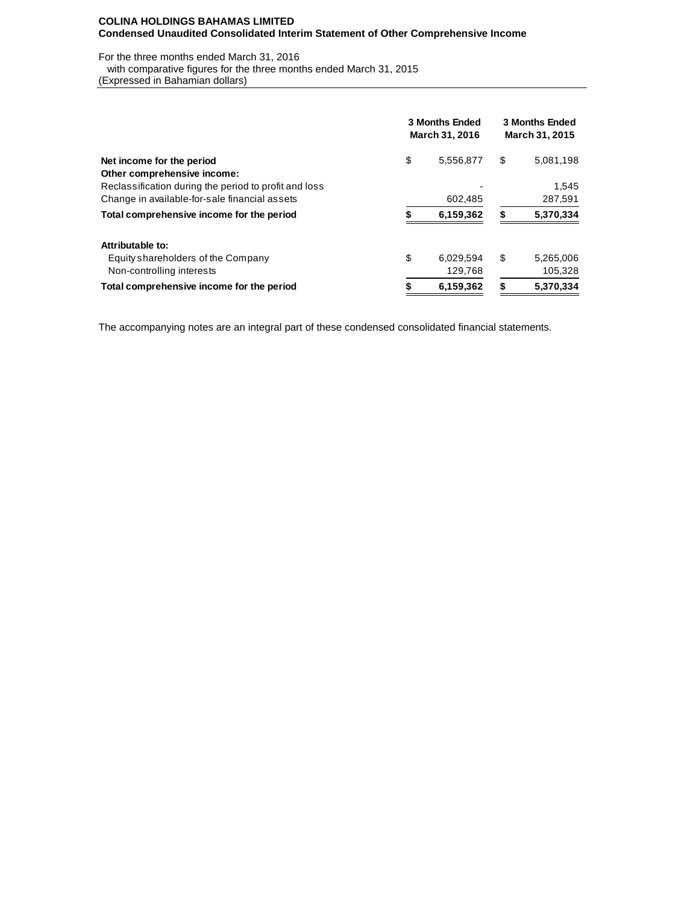**COLINA HOLDINGS BAHAMAS LIMITED**
**Condensed Unaudited Consolidated Interim Statement of Other Comprehensive Income**

For the three months ended March 31, 2016
with comparative figures for the three months ended March 31, 2015
(Expressed in Bahamian dollars)

| | 3 Months Ended March 31, 2016 | 3 Months Ended March 31, 2015 |
|---|---|---|
| **Net income for the period** | $ 5,556,877 | $ 5,081,198 |
| **Other comprehensive income:** | | |
| Reclassification during the period to profit and loss | - | 1,545 |
| Change in available-for-sale financial assets | 602,485 | 287,591 |
| **Total comprehensive income for the period** | **$ 6,159,362** | **$ 5,370,334** |
| | | |
| **Attributable to:** | | |
| Equity shareholders of the Company | $ 6,029,594 | $ 5,265,006 |
| Non-controlling interests | 129,768 | 105,328 |
| **Total comprehensive income for the period** | **$ 6,159,362** | **$ 5,370,334** |

The accompanying notes are an integral part of these condensed consolidated financial statements.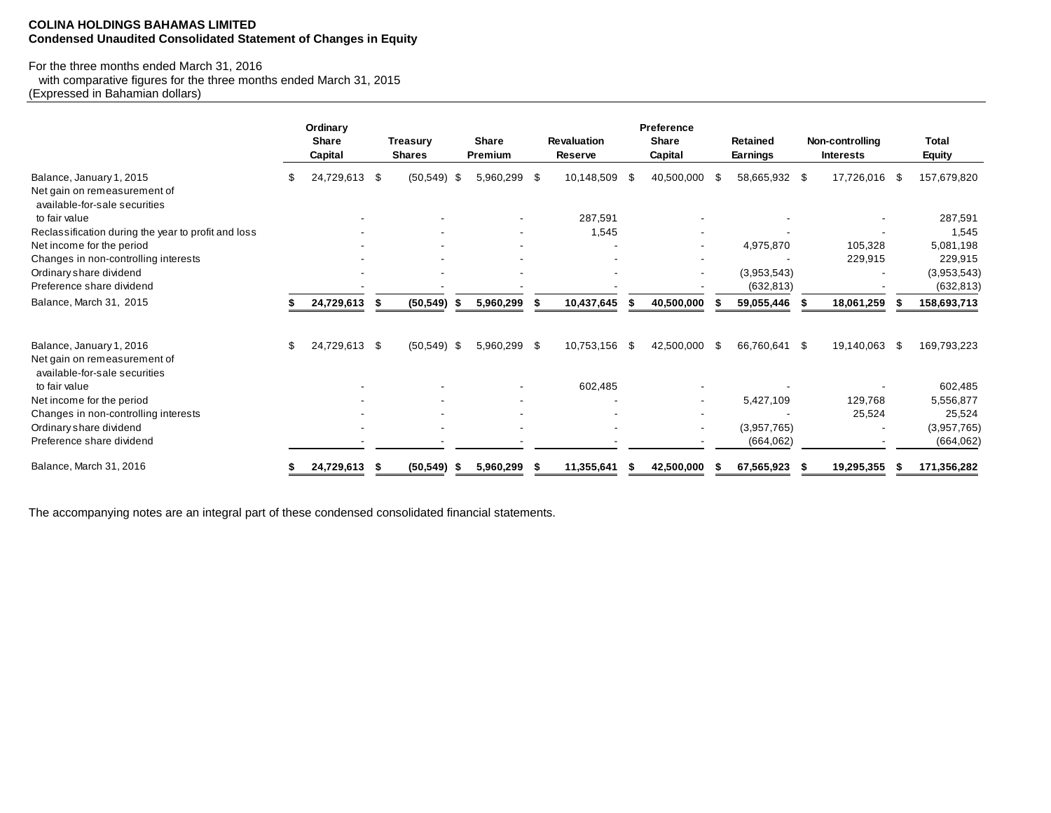**COLINA HOLDINGS BAHAMAS LIMITED**
**Condensed Unaudited Consolidated Statement of Changes in Equity**

For the three months ended March 31, 2016
with comparative figures for the three months ended March 31, 2015
(Expressed in Bahamian dollars)

| | Ordinary Share Capital | Treasury Shares | Share Premium | Revaluation Reserve | Preference Share Capital | Retained Earnings | Non-controlling Interests | Total Equity |
|---|---|---|---|---|---|---|---|---|
| Balance, January 1, 2015 | $ 24,729,613 | $ (50,549) | $ 5,960,299 | $ 10,148,509 | $ 40,500,000 | $ 58,665,932 | $ 17,726,016 | $ 157,679,820 |
| Net gain on remeasurement of available-for-sale securities to fair value | - | - | - | 287,591 | - | - | - | 287,591 |
| Reclassification during the year to profit and loss | - | - | - | 1,545 | - | - | - | 1,545 |
| Net income for the period | - | - | - | - | - | 4,975,870 | 105,328 | 5,081,198 |
| Changes in non-controlling interests | - | - | - | - | - | - | 229,915 | 229,915 |
| Ordinary share dividend | - | - | - | - | - | (3,953,543) | - | (3,953,543) |
| Preference share dividend | - | - | - | - | - | (632,813) | - | (632,813) |
| **Balance, March 31, 2015** | **$ 24,729,613** | **$ (50,549)** | **$ 5,960,299** | **$ 10,437,645** | **$ 40,500,000** | **$ 59,055,446** | **$ 18,061,259** | **$ 158,693,713** |
| | | | | | | | | |
| Balance, January 1, 2016 | $ 24,729,613 | $ (50,549) | $ 5,960,299 | $ 10,753,156 | $ 42,500,000 | $ 66,760,641 | $ 19,140,063 | $ 169,793,223 |
| Net gain on remeasurement of available-for-sale securities to fair value | - | - | - | 602,485 | - | - | - | 602,485 |
| Net income for the period | - | - | - | - | - | 5,427,109 | 129,768 | 5,556,877 |
| Changes in non-controlling interests | - | - | - | - | - | - | 25,524 | 25,524 |
| Ordinary share dividend | - | - | - | - | - | (3,957,765) | - | (3,957,765) |
| Preference share dividend | - | - | - | - | - | (664,062) | - | (664,062) |
| **Balance, March 31, 2016** | **$ 24,729,613** | **$ (50,549)** | **$ 5,960,299** | **$ 11,355,641** | **$ 42,500,000** | **$ 67,565,923** | **$ 19,295,355** | **$ 171,356,282** |

The accompanying notes are an integral part of these condensed consolidated financial statements.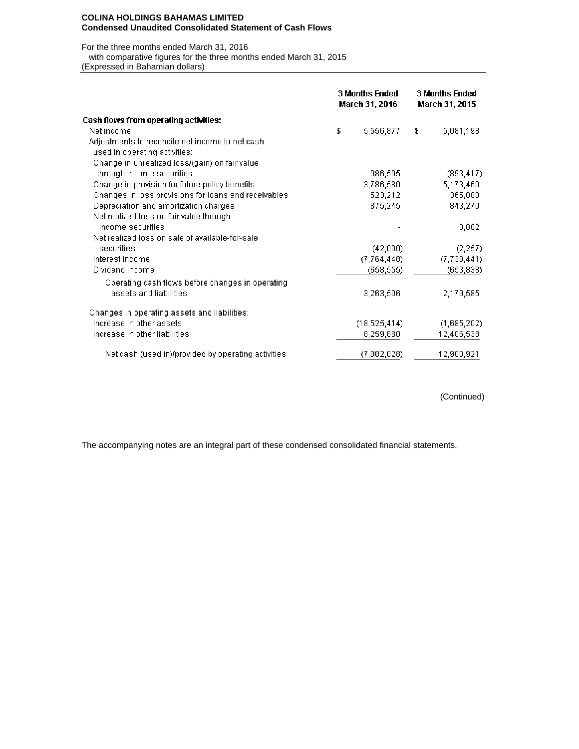**COLINA HOLDINGS BAHAMAS LIMITED**
**Condensed Unaudited Consolidated Statement of Cash Flows**

For the three months ended March 31, 2016
with comparative figures for the three months ended March 31, 2015
(Expressed in Bahamian dollars)

| | 3 Months Ended March 31, 2016 | 3 Months Ended March 31, 2015 |
|---|---|---|
| **Cash flows from operating activities:** | | |
| Net income | $ 5,556,877 | $ 5,081,198 |
| Adjustments to reconcile net income to net cash used in operating activities: | | |
| Change in unrealized loss/(gain) on fair value through income securities | 986,595 | (893,417) |
| Change in provision for future policy benefits | 3,786,580 | 5,173,460 |
| Changes in loss provisions for loans and receivables | 523,212 | 365,808 |
| Depreciation and amortization charges | 875,245 | 843,270 |
| Net realized loss on fair value through income securities | - | 3,802 |
| Net realized loss on sale of available-for-sale securities | (42,000) | (2,257) |
| Interest income | (7,764,448) | (7,738,441) |
| Dividend income | (658,555) | (653,838) |
| Operating cash flows before changes in operating assets and liabilities | 3,263,506 | 2,179,585 |
| Changes in operating assets and liabilities: | | |
| Increase in other assets | (18,525,414) | (1,685,202) |
| Increase in other liabilities | 8,259,880 | 12,406,538 |
| Net cash (used in)/provided by operating activities | (7,002,028) | 12,900,921 |

(Continued)

The accompanying notes are an integral part of these condensed consolidated financial statements.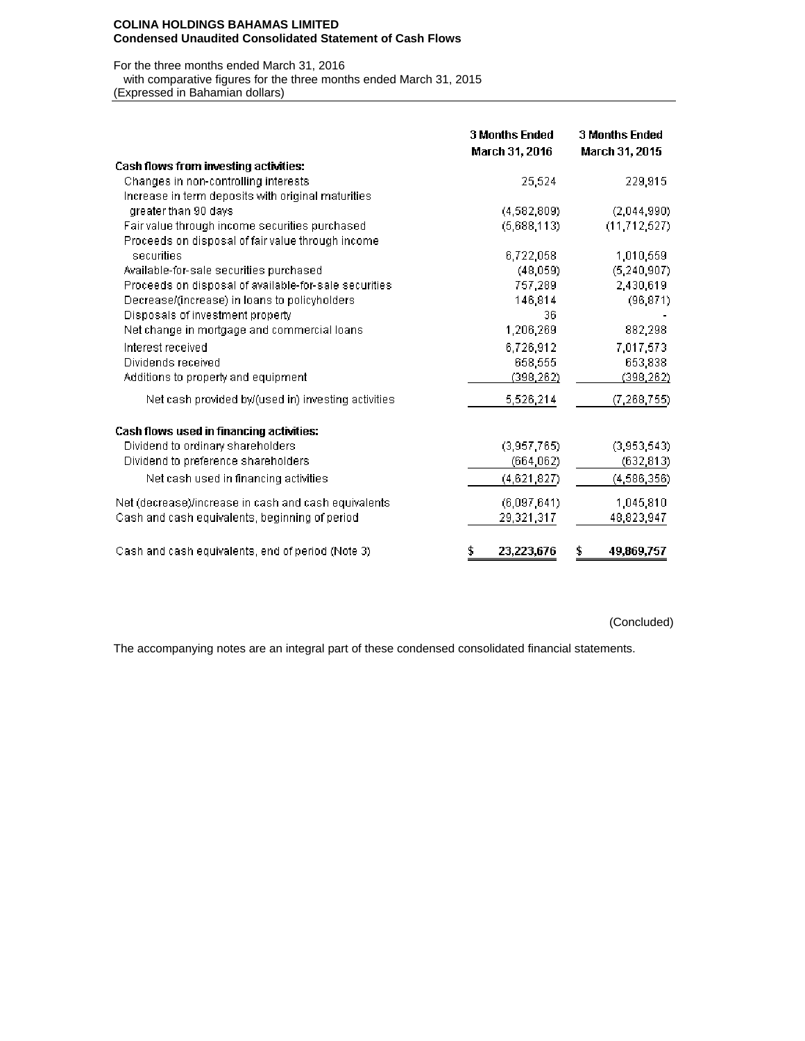**COLINA HOLDINGS BAHAMAS LIMITED**
**Condensed Unaudited Consolidated Statement of Cash Flows**

For the three months ended March 31, 2016
with comparative figures for the three months ended March 31, 2015
(Expressed in Bahamian dollars)

| | 3 Months Ended March 31, 2016 | 3 Months Ended March 31, 2015 |
|---|---|---|
| **Cash flows from investing activities:** | | |
| Changes in non-controlling interests | 25,524 | 229,915 |
| Increase in term deposits with original maturities greater than 90 days | (4,582,809) | (2,044,990) |
| Fair value through income securities purchased | (5,688,113) | (11,712,527) |
| Proceeds on disposal of fair value through income securities | 6,722,058 | 1,010,559 |
| Available-for-sale securities purchased | (48,059) | (5,240,907) |
| Proceeds on disposal of available-for-sale securities | 757,289 | 2,430,619 |
| Decrease/(increase) in loans to policyholders | 146,814 | (96,871) |
| Disposals of investment property | 36 | - |
| Net change in mortgage and commercial loans | 1,206,269 | 882,298 |
| Interest received | 6,726,912 | 7,017,573 |
| Dividends received | 658,555 | 653,838 |
| Additions to property and equipment | (398,262) | (398,262) |
| Net cash provided by/(used in) investing activities | 5,526,214 | (7,268,755) |
| **Cash flows used in financing activities:** | | |
| Dividend to ordinary shareholders | (3,957,765) | (3,953,543) |
| Dividend to preference shareholders | (664,062) | (632,813) |
| Net cash used in financing activities | (4,621,827) | (4,586,356) |
| Net (decrease)/increase in cash and cash equivalents | (6,097,641) | 1,045,810 |
| Cash and cash equivalents, beginning of period | 29,321,317 | 48,823,947 |
| Cash and cash equivalents, end of period (Note 3) | $ **23,223,676** | $ **49,869,757** |

(Concluded)

The accompanying notes are an integral part of these condensed consolidated financial statements.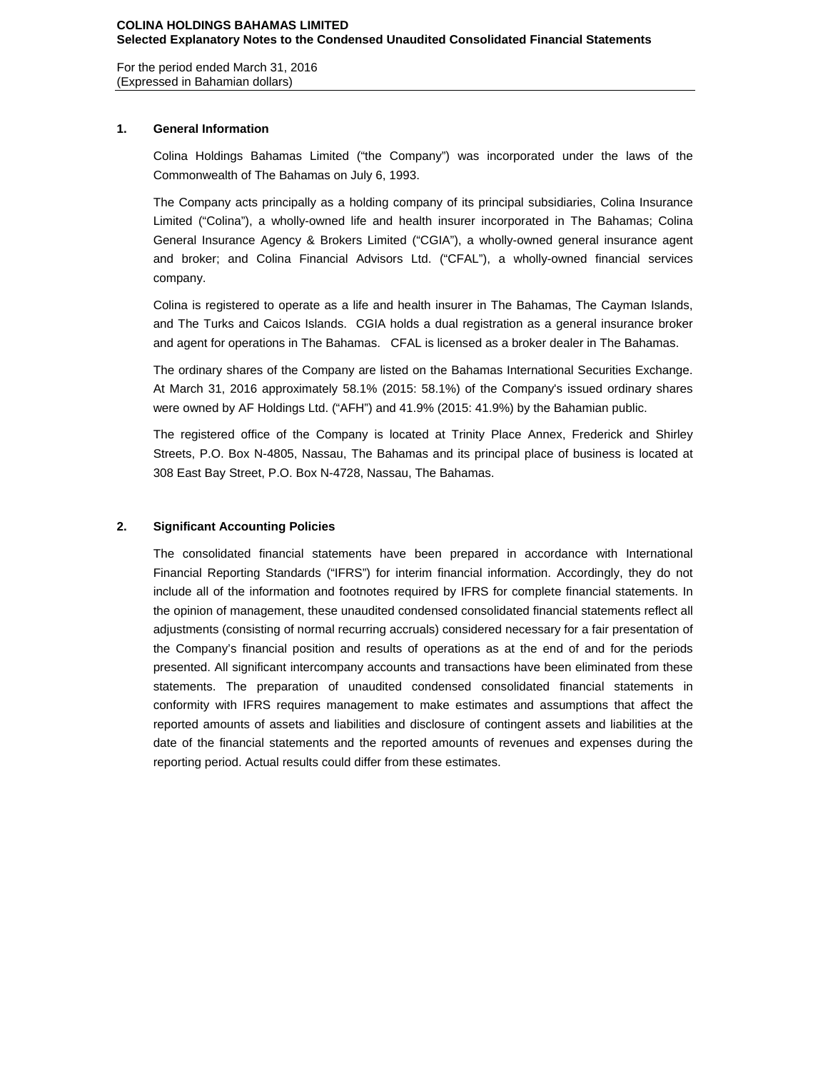**COLINA HOLDINGS BAHAMAS LIMITED**
**Selected Explanatory Notes to the Condensed Unaudited Consolidated Financial Statements**

For the period ended March 31, 2016
(Expressed in Bahamian dollars)

## 1. General Information

Colina Holdings Bahamas Limited ("the Company") was incorporated under the laws of the Commonwealth of The Bahamas on July 6, 1993.

The Company acts principally as a holding company of its principal subsidiaries, Colina Insurance Limited ("Colina"), a wholly-owned life and health insurer incorporated in The Bahamas; Colina General Insurance Agency & Brokers Limited ("CGIA"), a wholly-owned general insurance agent and broker; and Colina Financial Advisors Ltd. ("CFAL"), a wholly-owned financial services company.

Colina is registered to operate as a life and health insurer in The Bahamas, The Cayman Islands, and The Turks and Caicos Islands. CGIA holds a dual registration as a general insurance broker and agent for operations in The Bahamas. CFAL is licensed as a broker dealer in The Bahamas.

The ordinary shares of the Company are listed on the Bahamas International Securities Exchange. At March 31, 2016 approximately 58.1% (2015: 58.1%) of the Company's issued ordinary shares were owned by AF Holdings Ltd. ("AFH") and 41.9% (2015: 41.9%) by the Bahamian public.

The registered office of the Company is located at Trinity Place Annex, Frederick and Shirley Streets, P.O. Box N-4805, Nassau, The Bahamas and its principal place of business is located at 308 East Bay Street, P.O. Box N-4728, Nassau, The Bahamas.

## 2. Significant Accounting Policies

The consolidated financial statements have been prepared in accordance with International Financial Reporting Standards ("IFRS") for interim financial information. Accordingly, they do not include all of the information and footnotes required by IFRS for complete financial statements. In the opinion of management, these unaudited condensed consolidated financial statements reflect all adjustments (consisting of normal recurring accruals) considered necessary for a fair presentation of the Company's financial position and results of operations as at the end of and for the periods presented. All significant intercompany accounts and transactions have been eliminated from these statements. The preparation of unaudited condensed consolidated financial statements in conformity with IFRS requires management to make estimates and assumptions that affect the reported amounts of assets and liabilities and disclosure of contingent assets and liabilities at the date of the financial statements and the reported amounts of revenues and expenses during the reporting period. Actual results could differ from these estimates.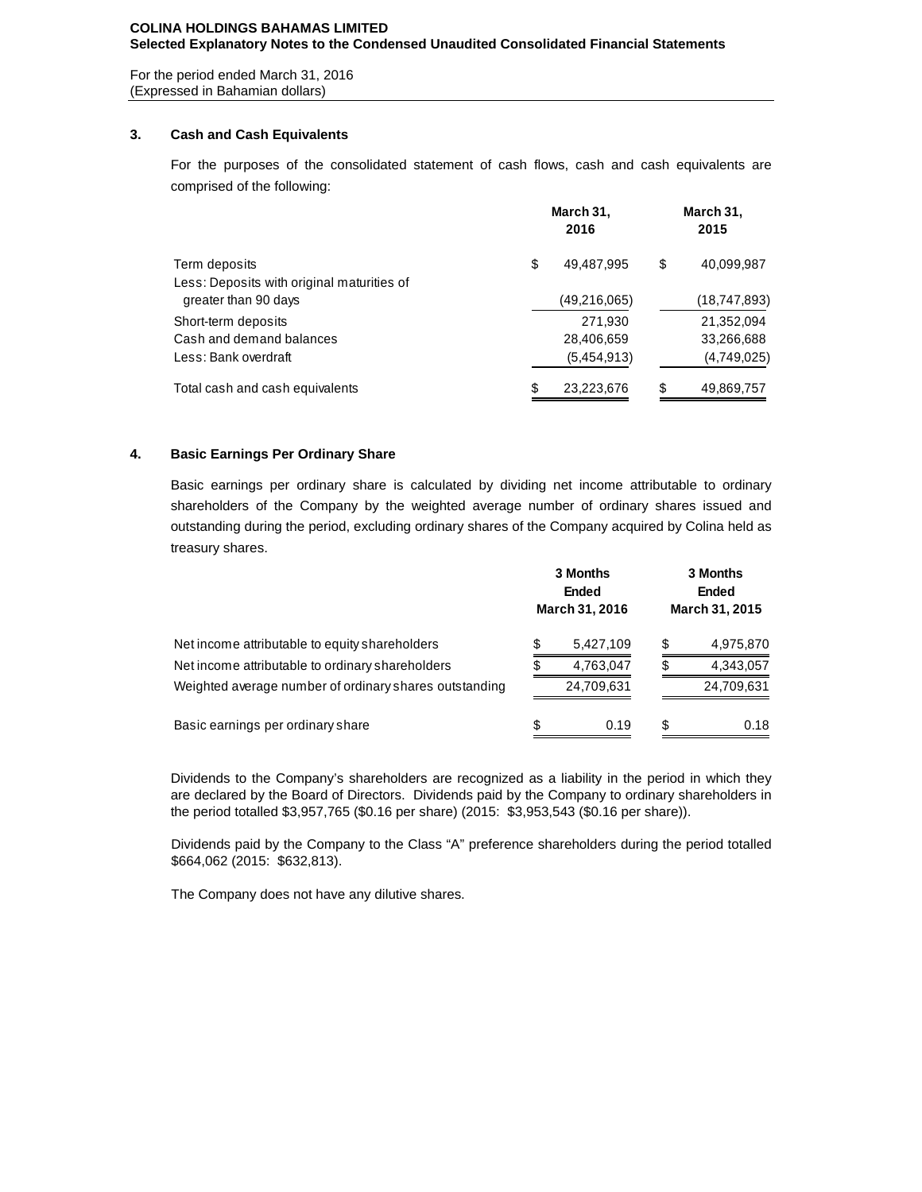**COLINA HOLDINGS BAHAMAS LIMITED**
**Selected Explanatory Notes to the Condensed Unaudited Consolidated Financial Statements**

For the period ended March 31, 2016
(Expressed in Bahamian dollars)

### 3. Cash and Cash Equivalents

For the purposes of the consolidated statement of cash flows, cash and cash equivalents are comprised of the following:

| | March 31, 2016 | March 31, 2015 |
|---|---|---|
| Term deposits | $ 49,487,995 | $ 40,099,987 |
| Less: Deposits with original maturities of greater than 90 days | (49,216,065) | (18,747,893) |
| Short-term deposits | 271,930 | 21,352,094 |
| Cash and demand balances | 28,406,659 | 33,266,688 |
| Less: Bank overdraft | (5,454,913) | (4,749,025) |
| Total cash and cash equivalents | $ 23,223,676 | $ 49,869,757 |

### 4. Basic Earnings Per Ordinary Share

Basic earnings per ordinary share is calculated by dividing net income attributable to ordinary shareholders of the Company by the weighted average number of ordinary shares issued and outstanding during the period, excluding ordinary shares of the Company acquired by Colina held as treasury shares.

| | 3 Months Ended March 31, 2016 | 3 Months Ended March 31, 2015 |
|---|---|---|
| Net income attributable to equity shareholders | $ 5,427,109 | $ 4,975,870 |
| Net income attributable to ordinary shareholders | $ 4,763,047 | $ 4,343,057 |
| Weighted average number of ordinary shares outstanding | 24,709,631 | 24,709,631 |
| Basic earnings per ordinary share | $ 0.19 | $ 0.18 |

Dividends to the Company's shareholders are recognized as a liability in the period in which they are declared by the Board of Directors. Dividends paid by the Company to ordinary shareholders in the period totalled $3,957,765 ($0.16 per share) (2015: $3,953,543 ($0.16 per share)).

Dividends paid by the Company to the Class "A" preference shareholders during the period totalled $664,062 (2015: $632,813).

The Company does not have any dilutive shares.